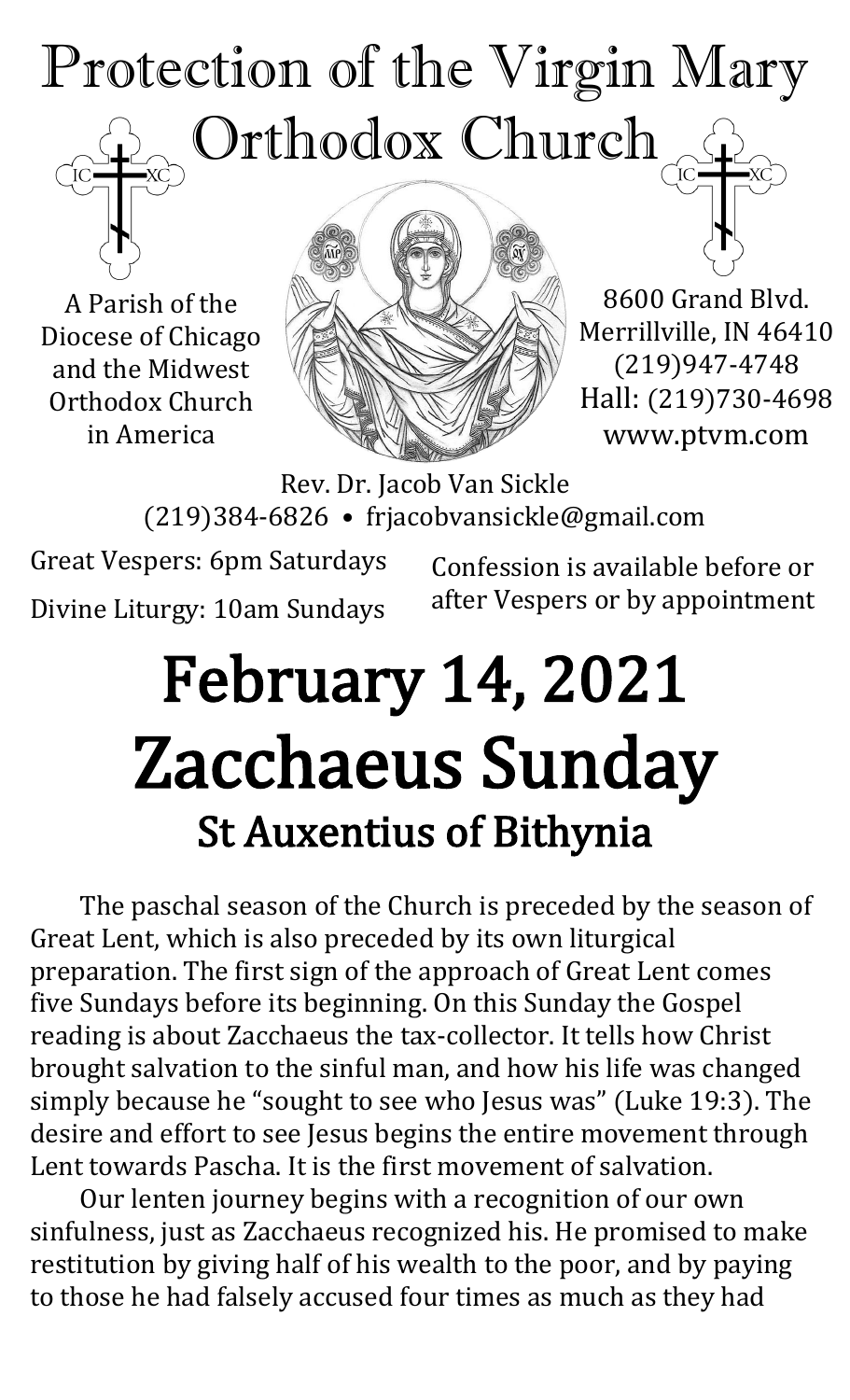# Protection of the Virgin Mary Orthodox Church

A Parish of the Diocese of Chicago and the Midwest Orthodox Church in America

8600 Grand Blvd.
Merrillville, IN 46410
(219)947-4748
Hall: (219)730-4698
www.ptvm.com

Rev. Dr. Jacob Van Sickle
(219)384-6826 • frjacobvansickle@gmail.com

Great Vespers: 6pm Saturdays

Divine Liturgy: 10am Sundays

Confession is available before or after Vespers or by appointment

# February 14, 2021
# Zacchaeus Sunday
## St Auxentius of Bithynia

The paschal season of the Church is preceded by the season of Great Lent, which is also preceded by its own liturgical preparation. The first sign of the approach of Great Lent comes five Sundays before its beginning. On this Sunday the Gospel reading is about Zacchaeus the tax-collector. It tells how Christ brought salvation to the sinful man, and how his life was changed simply because he "sought to see who Jesus was" (Luke 19:3). The desire and effort to see Jesus begins the entire movement through Lent towards Pascha. It is the first movement of salvation.

Our lenten journey begins with a recognition of our own sinfulness, just as Zacchaeus recognized his. He promised to make restitution by giving half of his wealth to the poor, and by paying to those he had falsely accused four times as much as they had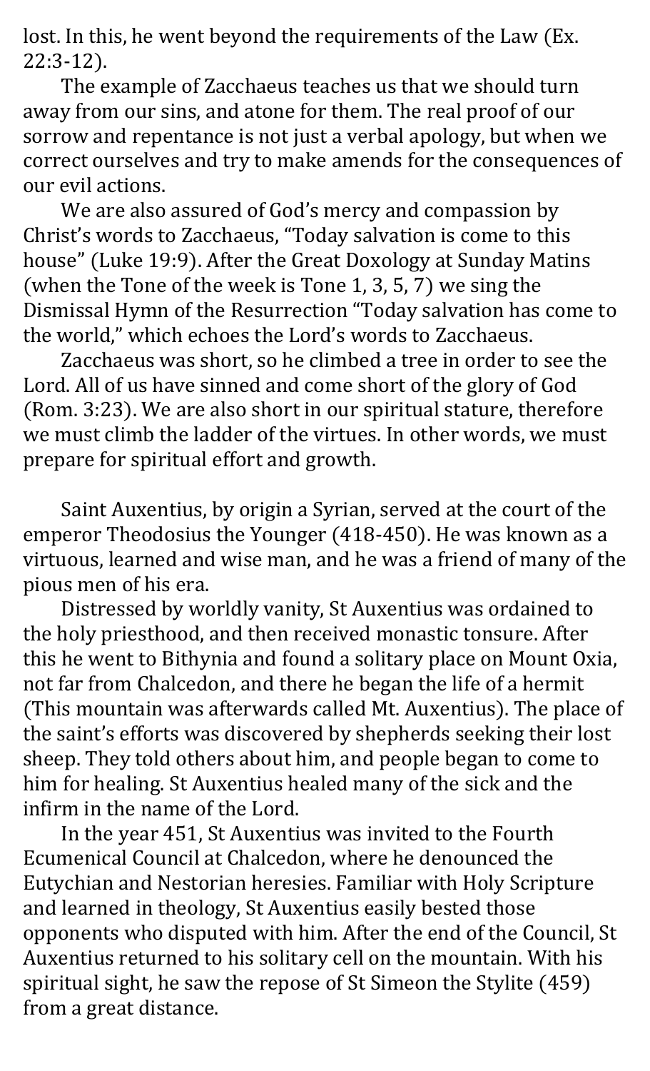lost. In this, he went beyond the requirements of the Law (Ex. 22:3-12).

The example of Zacchaeus teaches us that we should turn away from our sins, and atone for them. The real proof of our sorrow and repentance is not just a verbal apology, but when we correct ourselves and try to make amends for the consequences of our evil actions.

We are also assured of God's mercy and compassion by Christ's words to Zacchaeus, "Today salvation is come to this house" (Luke 19:9). After the Great Doxology at Sunday Matins (when the Tone of the week is Tone 1, 3, 5, 7) we sing the Dismissal Hymn of the Resurrection "Today salvation has come to the world," which echoes the Lord's words to Zacchaeus.

Zacchaeus was short, so he climbed a tree in order to see the Lord. All of us have sinned and come short of the glory of God (Rom. 3:23). We are also short in our spiritual stature, therefore we must climb the ladder of the virtues. In other words, we must prepare for spiritual effort and growth.

Saint Auxentius, by origin a Syrian, served at the court of the emperor Theodosius the Younger (418-450). He was known as a virtuous, learned and wise man, and he was a friend of many of the pious men of his era.

Distressed by worldly vanity, St Auxentius was ordained to the holy priesthood, and then received monastic tonsure. After this he went to Bithynia and found a solitary place on Mount Oxia, not far from Chalcedon, and there he began the life of a hermit (This mountain was afterwards called Mt. Auxentius). The place of the saint's efforts was discovered by shepherds seeking their lost sheep. They told others about him, and people began to come to him for healing. St Auxentius healed many of the sick and the infirm in the name of the Lord.

In the year 451, St Auxentius was invited to the Fourth Ecumenical Council at Chalcedon, where he denounced the Eutychian and Nestorian heresies. Familiar with Holy Scripture and learned in theology, St Auxentius easily bested those opponents who disputed with him. After the end of the Council, St Auxentius returned to his solitary cell on the mountain. With his spiritual sight, he saw the repose of St Simeon the Stylite (459) from a great distance.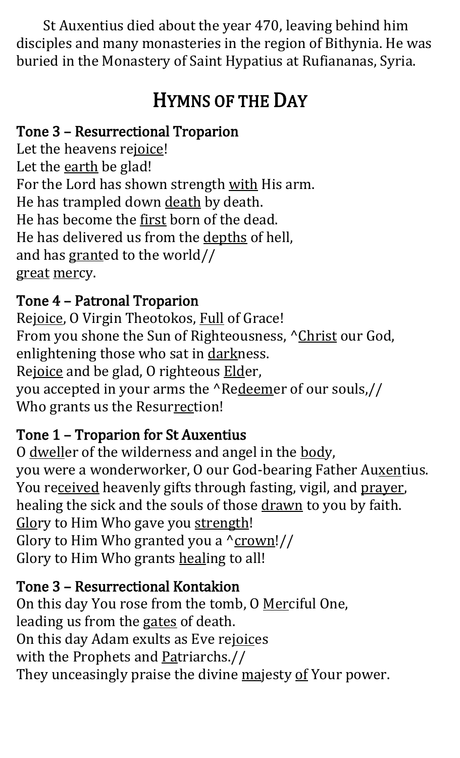St Auxentius died about the year 470, leaving behind him disciples and many monasteries in the region of Bithynia. He was buried in the Monastery of Saint Hypatius at Rufiananas, Syria.

# Hymns of the Day

### Tone 3 – Resurrectional Troparion

Let the heavens rejoice!
Let the earth be glad!
For the Lord has shown strength with His arm.
He has trampled down death by death.
He has become the first born of the dead.
He has delivered us from the depths of hell,
and has granted to the world//
great mercy.

### Tone 4 – Patronal Troparion

Rejoice, O Virgin Theotokos, Full of Grace!
From you shone the Sun of Righteousness, ^Christ our God,
enlightening those who sat in darkness.
Rejoice and be glad, O righteous Elder,
you accepted in your arms the ^Redeemer of our souls,//
Who grants us the Resurrection!

### Tone 1 – Troparion for St Auxentius

O dweller of the wilderness and angel in the body,
you were a wonderworker, O our God-bearing Father Auxentius.
You received heavenly gifts through fasting, vigil, and prayer,
healing the sick and the souls of those drawn to you by faith.
Glory to Him Who gave you strength!
Glory to Him Who granted you a ^crown!//
Glory to Him Who grants healing to all!

### Tone 3 – Resurrectional Kontakion

On this day You rose from the tomb, O Merciful One,
leading us from the gates of death.
On this day Adam exults as Eve rejoices
with the Prophets and Patriarchs.//
They unceasingly praise the divine majesty of Your power.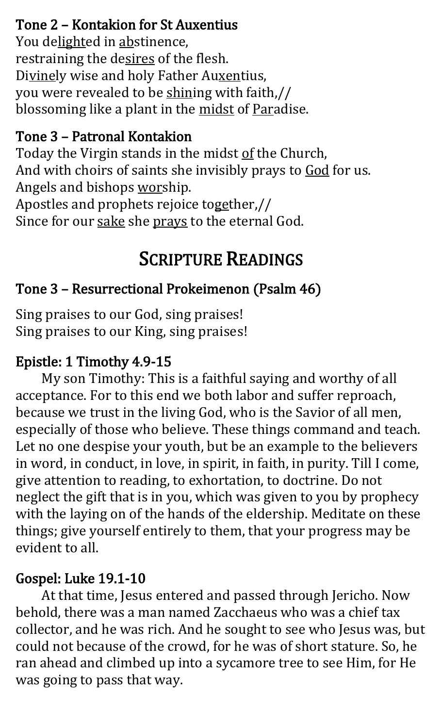### Tone 2 – Kontakion for St Auxentius

You delighted in abstinence,
restraining the desires of the flesh.
Divinely wise and holy Father Auxentius,
you were revealed to be shining with faith,//
blossoming like a plant in the midst of Paradise.

### Tone 3 – Patronal Kontakion

Today the Virgin stands in the midst of the Church,
And with choirs of saints she invisibly prays to God for us.
Angels and bishops worship.
Apostles and prophets rejoice together,//
Since for our sake she prays to the eternal God.

## Scripture Readings

### Tone 3 – Resurrectional Prokeimenon (Psalm 46)

Sing praises to our God, sing praises!
Sing praises to our King, sing praises!

### Epistle: 1 Timothy 4.9-15

My son Timothy: This is a faithful saying and worthy of all acceptance. For to this end we both labor and suffer reproach, because we trust in the living God, who is the Savior of all men, especially of those who believe. These things command and teach. Let no one despise your youth, but be an example to the believers in word, in conduct, in love, in spirit, in faith, in purity. Till I come, give attention to reading, to exhortation, to doctrine. Do not neglect the gift that is in you, which was given to you by prophecy with the laying on of the hands of the eldership. Meditate on these things; give yourself entirely to them, that your progress may be evident to all.

### Gospel: Luke 19.1-10

At that time, Jesus entered and passed through Jericho. Now behold, there was a man named Zacchaeus who was a chief tax collector, and he was rich. And he sought to see who Jesus was, but could not because of the crowd, for he was of short stature. So, he ran ahead and climbed up into a sycamore tree to see Him, for He was going to pass that way.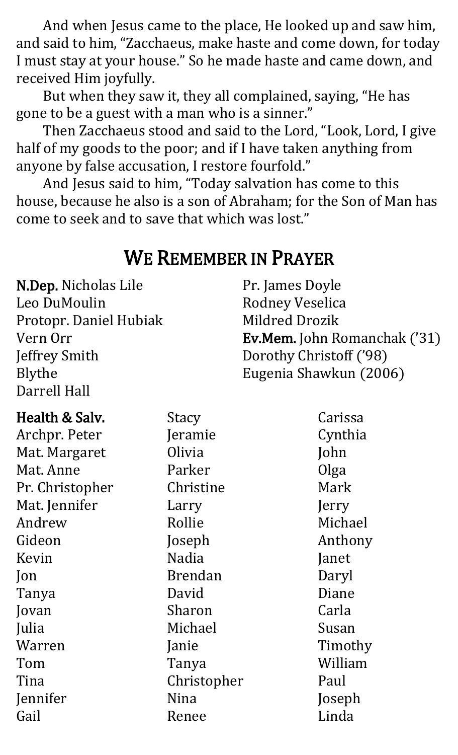And when Jesus came to the place, He looked up and saw him, and said to him, "Zacchaeus, make haste and come down, for today I must stay at your house." So he made haste and came down, and received Him joyfully.

But when they saw it, they all complained, saying, "He has gone to be a guest with a man who is a sinner."

Then Zacchaeus stood and said to the Lord, "Look, Lord, I give half of my goods to the poor; and if I have taken anything from anyone by false accusation, I restore fourfold."

And Jesus said to him, "Today salvation has come to this house, because he also is a son of Abraham; for the Son of Man has come to seek and to save that which was lost."

## We Remember in Prayer

**N.Dep.** Nicholas Lile
Leo DuMoulin
Protopr. Daniel Hubiak
Vern Orr
Jeffrey Smith
Blythe
Darrell Hall
Pr. James Doyle
Rodney Veselica
Mildred Drozik
**Ev.Mem.** John Romanchak ('31)
Dorothy Christoff ('98)
Eugenia Shawkun (2006)

**Health & Salv.**
Archpr. Peter
Mat. Margaret
Mat. Anne
Pr. Christopher
Mat. Jennifer
Andrew
Gideon
Kevin
Jon
Tanya
Jovan
Julia
Warren
Tom
Tina
Jennifer
Gail
Stacy
Jeramie
Olivia
Parker
Christine
Larry
Rollie
Joseph
Nadia
Brendan
David
Sharon
Michael
Janie
Tanya
Christopher
Nina
Renee
Carissa
Cynthia
John
Olga
Mark
Jerry
Michael
Anthony
Janet
Daryl
Diane
Carla
Susan
Timothy
William
Paul
Joseph
Linda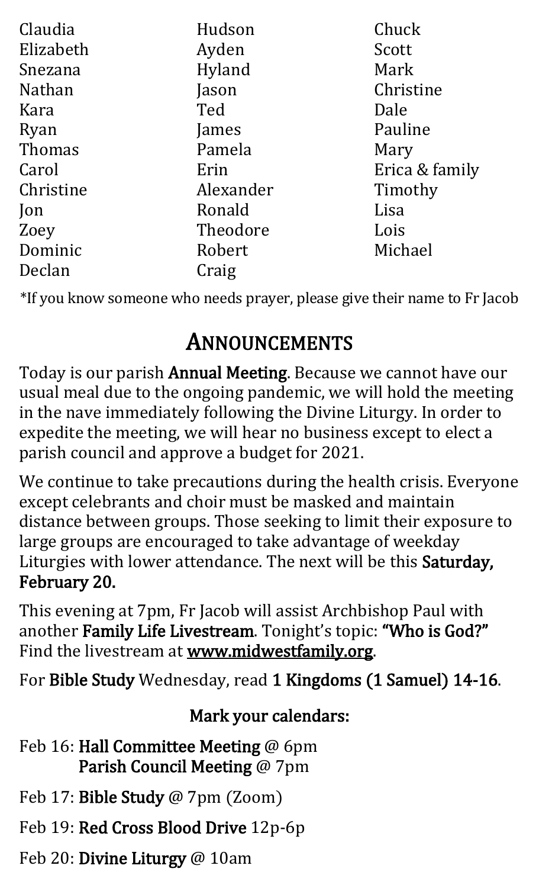Claudia
Elizabeth
Snezana
Nathan
Kara
Ryan
Thomas
Carol
Christine
Jon
Zoey
Dominic
Declan
Hudson
Ayden
Hyland
Jason
Ted
James
Pamela
Erin
Alexander
Ronald
Theodore
Robert
Craig
Chuck
Scott
Mark
Christine
Dale
Pauline
Mary
Erica & family
Timothy
Lisa
Lois
Michael

*If you know someone who needs prayer, please give their name to Fr Jacob

## ANNOUNCEMENTS

Today is our parish **Annual Meeting**. Because we cannot have our usual meal due to the ongoing pandemic, we will hold the meeting in the nave immediately following the Divine Liturgy. In order to expedite the meeting, we will hear no business except to elect a parish council and approve a budget for 2021.

We continue to take precautions during the health crisis. Everyone except celebrants and choir must be masked and maintain distance between groups. Those seeking to limit their exposure to large groups are encouraged to take advantage of weekday Liturgies with lower attendance. The next will be this **Saturday, February 20.**

This evening at 7pm, Fr Jacob will assist Archbishop Paul with another **Family Life Livestream**. Tonight's topic: **"Who is God?"** Find the livestream at **www.midwestfamily.org**.

For **Bible Study** Wednesday, read **1 Kingdoms (1 Samuel) 14-16**.

**Mark your calendars:**

Feb 16: **Hall Committee Meeting** @ 6pm
**Parish Council Meeting** @ 7pm

Feb 17: **Bible Study** @ 7pm (Zoom)

Feb 19: **Red Cross Blood Drive** 12p-6p

Feb 20: **Divine Liturgy** @ 10am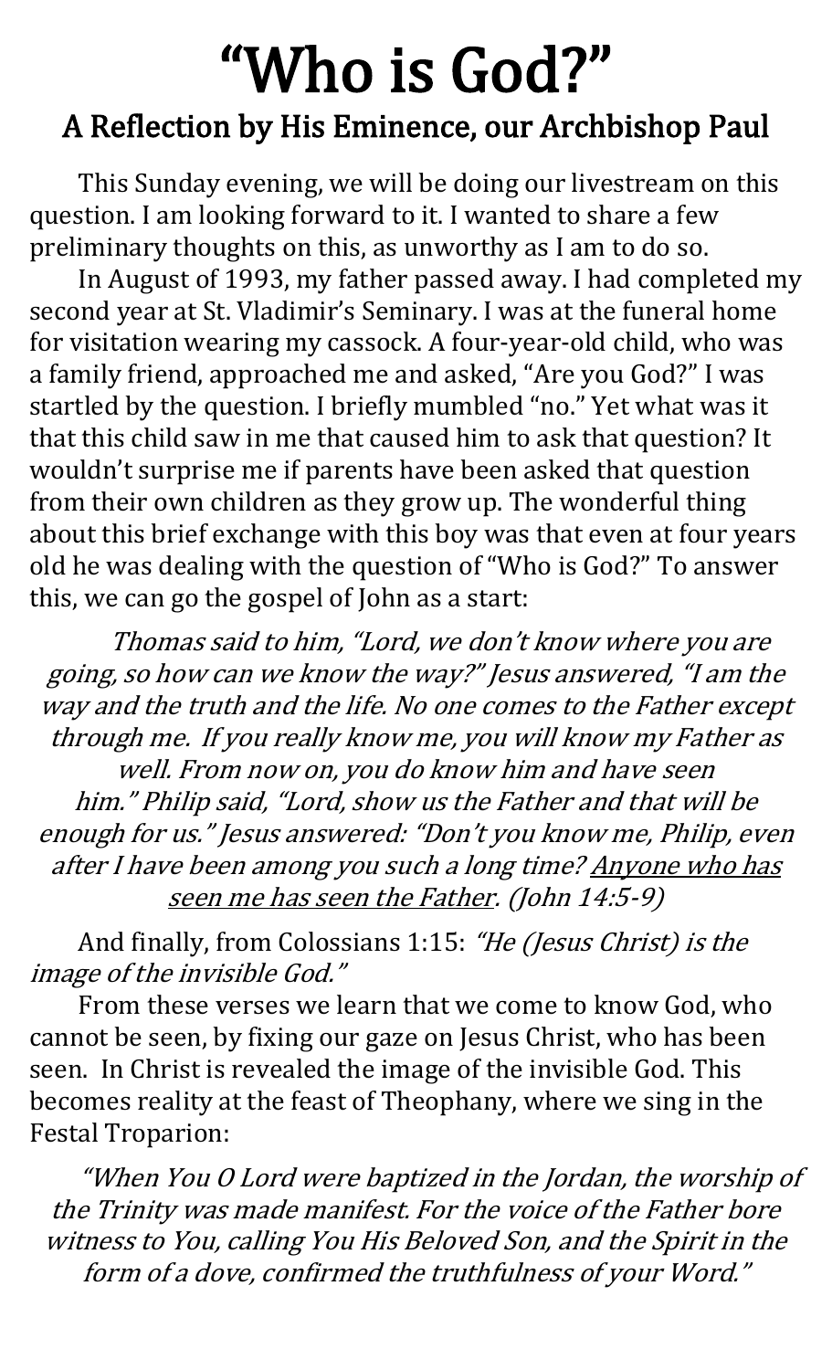# "Who is God?"

## A Reflection by His Eminence, our Archbishop Paul

This Sunday evening, we will be doing our livestream on this question. I am looking forward to it. I wanted to share a few preliminary thoughts on this, as unworthy as I am to do so.

In August of 1993, my father passed away. I had completed my second year at St. Vladimir's Seminary. I was at the funeral home for visitation wearing my cassock. A four-year-old child, who was a family friend, approached me and asked, "Are you God?" I was startled by the question. I briefly mumbled "no." Yet what was it that this child saw in me that caused him to ask that question? It wouldn't surprise me if parents have been asked that question from their own children as they grow up. The wonderful thing about this brief exchange with this boy was that even at four years old he was dealing with the question of "Who is God?" To answer this, we can go the gospel of John as a start:

*Thomas said to him, "Lord, we don't know where you are going, so how can we know the way?" Jesus answered, "I am the way and the truth and the life. No one comes to the Father except through me. If you really know me, you will know my Father as well. From now on, you do know him and have seen him." Philip said, "Lord, show us the Father and that will be enough for us." Jesus answered: "Don't you know me, Philip, even after I have been among you such a long time? <u>Anyone who has seen me has seen the Father</u>. (John 14:5-9)*

And finally, from Colossians 1:15: *"He (Jesus Christ) is the image of the invisible God."*

From these verses we learn that we come to know God, who cannot be seen, by fixing our gaze on Jesus Christ, who has been seen. In Christ is revealed the image of the invisible God. This becomes reality at the feast of Theophany, where we sing in the Festal Troparion:

*"When You O Lord were baptized in the Jordan, the worship of the Trinity was made manifest. For the voice of the Father bore witness to You, calling You His Beloved Son, and the Spirit in the form of a dove, confirmed the truthfulness of your Word."*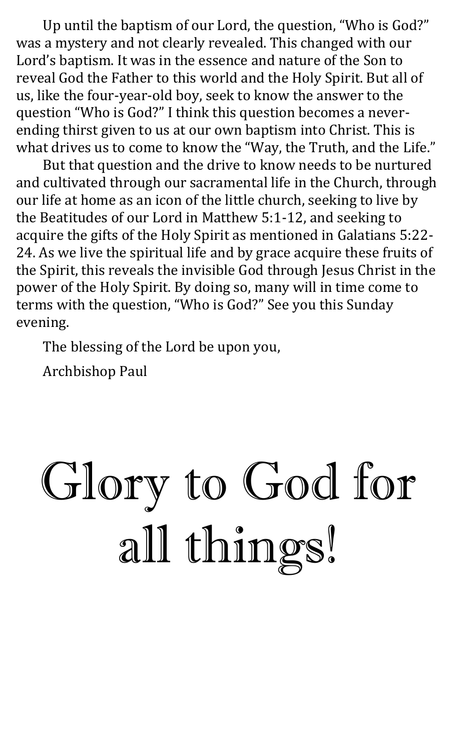Up until the baptism of our Lord, the question, "Who is God?" was a mystery and not clearly revealed. This changed with our Lord's baptism. It was in the essence and nature of the Son to reveal God the Father to this world and the Holy Spirit. But all of us, like the four-year-old boy, seek to know the answer to the question "Who is God?" I think this question becomes a never-ending thirst given to us at our own baptism into Christ. This is what drives us to come to know the "Way, the Truth, and the Life."

But that question and the drive to know needs to be nurtured and cultivated through our sacramental life in the Church, through our life at home as an icon of the little church, seeking to live by the Beatitudes of our Lord in Matthew 5:1-12, and seeking to acquire the gifts of the Holy Spirit as mentioned in Galatians 5:22-24. As we live the spiritual life and by grace acquire these fruits of the Spirit, this reveals the invisible God through Jesus Christ in the power of the Holy Spirit. By doing so, many will in time come to terms with the question, "Who is God?" See you this Sunday evening.

The blessing of the Lord be upon you,

Archbishop Paul

# Glory to God for all things!